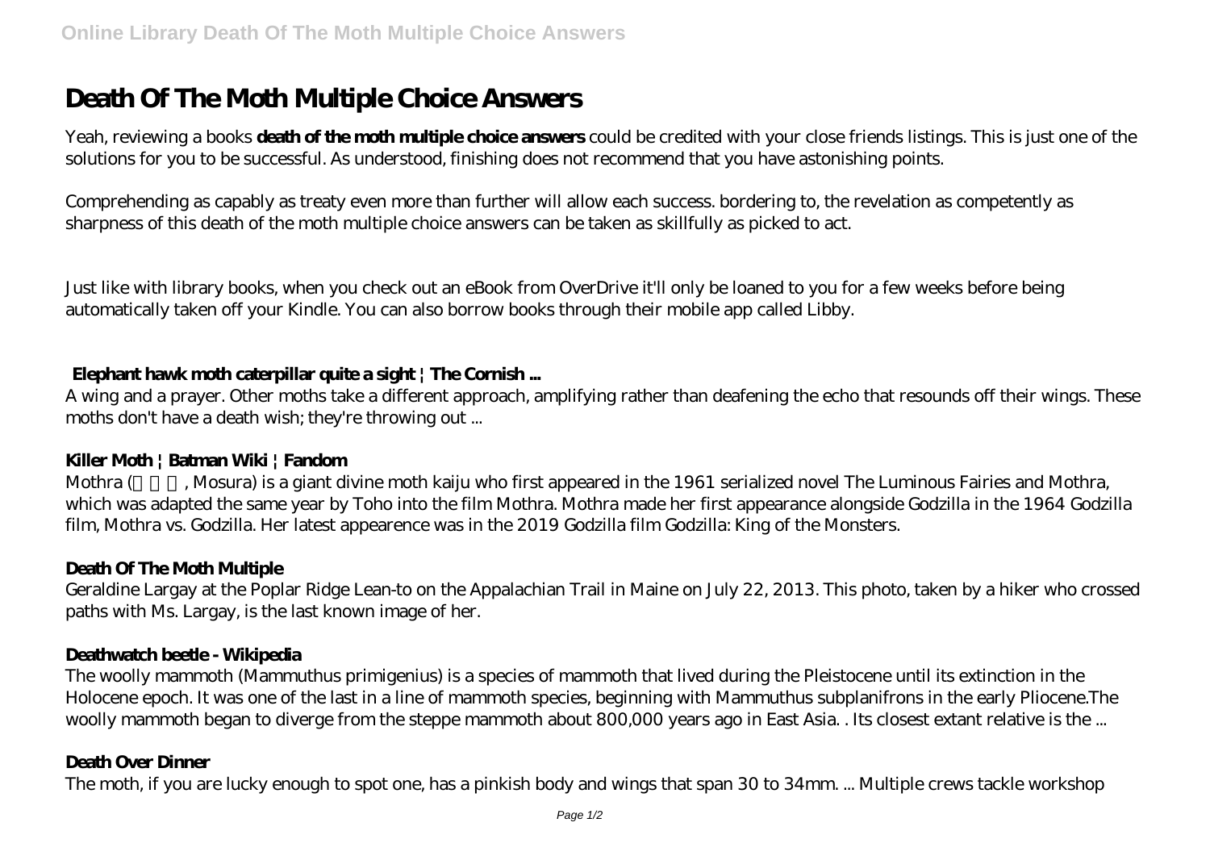# Death Of The Moth Multiple Choice Answers

Yeah, reviewing a books **death of the moth multiple choice answers** could be credited with your close friends listings. This is just one of the solutions for you to be successful. As understood, finishing does not recommend that you have astonishing points.

Comprehending as capably as treaty even more than further will allow each success. bordering to, the revelation as competently as sharpness of this death of the moth multiple choice answers can be taken as skillfully as picked to act.

Just like with library books, when you check out an eBook from OverDrive it'll only be loaned to you for a few weeks before being automatically taken off your Kindle. You can also borrow books through their mobile app called Libby.

### Elephant hawk moth caterpillar quite a sight | The Cornish ...

A wing and a prayer. Other moths take a different approach, amplifying rather than deafening the echo that resounds off their wings. These moths don't have a death wish; they're throwing out ...

### Killer Moth | Batman Wiki | Fandom

Mothra (モスラ, Mosura) is a giant divine moth kaiju who first appeared in the 1961 serialized novel The Luminous Fairies and Mothra, which was adapted the same year by Toho into the film Mothra. Mothra made her first appearance alongside Godzilla in the 1964 Godzilla film, Mothra vs. Godzilla. Her latest appearence was in the 2019 Godzilla film Godzilla: King of the Monsters.

### Death Of The Moth Multiple

Geraldine Largay at the Poplar Ridge Lean-to on the Appalachian Trail in Maine on July 22, 2013. This photo, taken by a hiker who crossed paths with Ms. Largay, is the last known image of her.

### Deathwatch beetle - Wikipedia

The woolly mammoth (Mammuthus primigenius) is a species of mammoth that lived during the Pleistocene until its extinction in the Holocene epoch. It was one of the last in a line of mammoth species, beginning with Mammuthus subplanifrons in the early Pliocene.The woolly mammoth began to diverge from the steppe mammoth about 800,000 years ago in East Asia. . Its closest extant relative is the ...

### Death Over Dinner

The moth, if you are lucky enough to spot one, has a pinkish body and wings that span 30 to 34mm. ... Multiple crews tackle workshop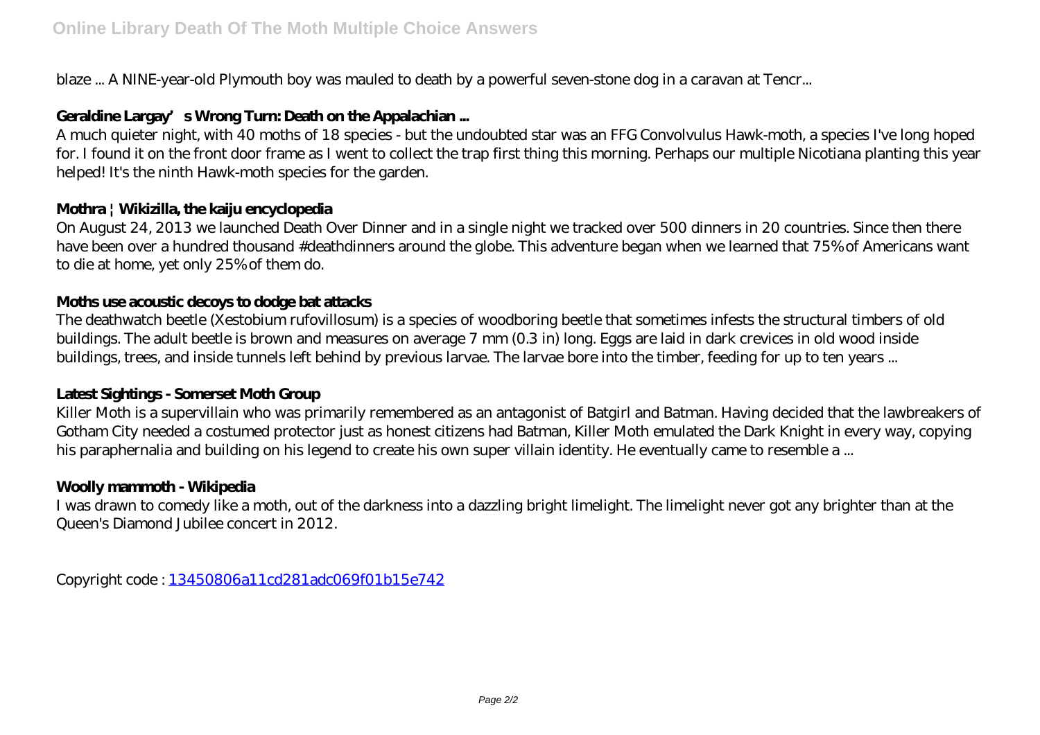blaze ... A NINE-year-old Plymouth boy was mauled to death by a powerful seven-stone dog in a caravan at Tencr...

**Geraldine Largay's Wrong Turn: Death on the Appalachian ...**

A much quieter night, with 40 moths of 18 species - but the undoubted star was an FFG Convolvulus Hawk-moth, a species I've long hoped for. I found it on the front door frame as I went to collect the trap first thing this morning. Perhaps our multiple Nicotiana planting this year helped! It's the ninth Hawk-moth species for the garden.

**Mothra | Wikizilla, the kaiju encyclopedia**

On August 24, 2013 we launched Death Over Dinner and in a single night we tracked over 500 dinners in 20 countries. Since then there have been over a hundred thousand #deathdinners around the globe. This adventure began when we learned that 75% of Americans want to die at home, yet only 25% of them do.

**Moths use acoustic decoys to dodge bat attacks**

The deathwatch beetle (Xestobium rufovillosum) is a species of woodboring beetle that sometimes infests the structural timbers of old buildings. The adult beetle is brown and measures on average 7 mm (0.3 in) long. Eggs are laid in dark crevices in old wood inside buildings, trees, and inside tunnels left behind by previous larvae. The larvae bore into the timber, feeding for up to ten years ...

**Latest Sightings - Somerset Moth Group**

Killer Moth is a supervillain who was primarily remembered as an antagonist of Batgirl and Batman. Having decided that the lawbreakers of Gotham City needed a costumed protector just as honest citizens had Batman, Killer Moth emulated the Dark Knight in every way, copying his paraphernalia and building on his legend to create his own super villain identity. He eventually came to resemble a ...

**Woolly mammoth - Wikipedia**

I was drawn to comedy like a moth, out of the darkness into a dazzling bright limelight. The limelight never got any brighter than at the Queen's Diamond Jubilee concert in 2012.

Copyright code : 13450806a11cd281adc069f01b15e742